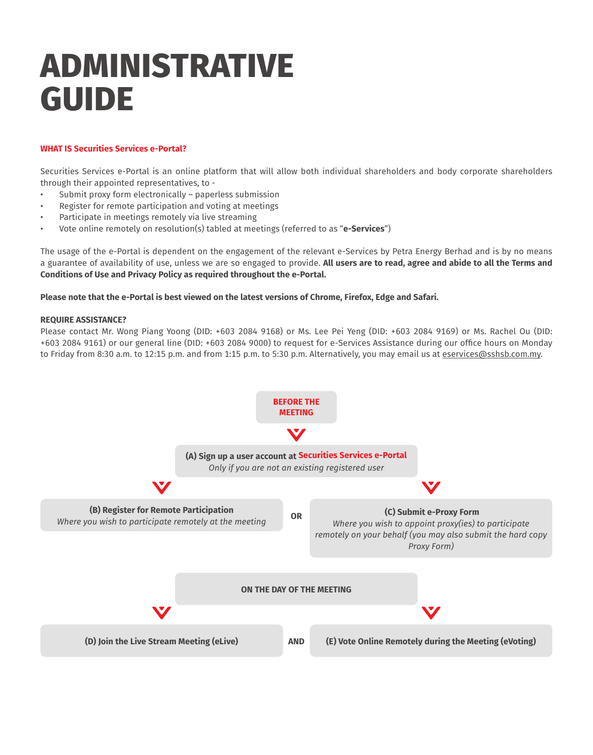# ADMINISTRATIVE GUIDE

## WHAT IS Securities Services e-Portal?

Securities Services e-Portal is an online platform that will allow both individual shareholders and body corporate shareholders through their appointed representatives, to -

- Submit proxy form electronically – paperless submission
- Register for remote participation and voting at meetings
- Participate in meetings remotely via live streaming
- Vote online remotely on resolution(s) tabled at meetings (referred to as "**e-Services**")

The usage of the e-Portal is dependent on the engagement of the relevant e-Services by Petra Energy Berhad and is by no means a guarantee of availability of use, unless we are so engaged to provide. **All users are to read, agree and abide to all the Terms and Conditions of Use and Privacy Policy as required throughout the e-Portal.**

**Please note that the e-Portal is best viewed on the latest versions of Chrome, Firefox, Edge and Safari.**

**REQUIRE ASSISTANCE?**

Please contact Mr. Wong Piang Yoong (DID: +603 2084 9168) or Ms. Lee Pei Yeng (DID: +603 2084 9169) or Ms. Rachel Ou (DID: +603 2084 9161) or our general line (DID: +603 2084 9000) to request for e-Services Assistance during our office hours on Monday to Friday from 8:30 a.m. to 12:15 p.m. and from 1:15 p.m. to 5:30 p.m. Alternatively, you may email us at eservices@sshsb.com.my.

**BEFORE THE MEETING**

**(A) Sign up a user account at Securities Services e-Portal**
*Only if you are not an existing registered user*

**(B) Register for Remote Participation**
*Where you wish to participate remotely at the meeting*

**OR**

**(C) Submit e-Proxy Form**
*Where you wish to appoint proxy(ies) to participate remotely on your behalf (you may also submit the hard copy Proxy Form)*

**ON THE DAY OF THE MEETING**

**(D) Join the Live Stream Meeting (eLive)**

**AND**

**(E) Vote Online Remotely during the Meeting (eVoting)**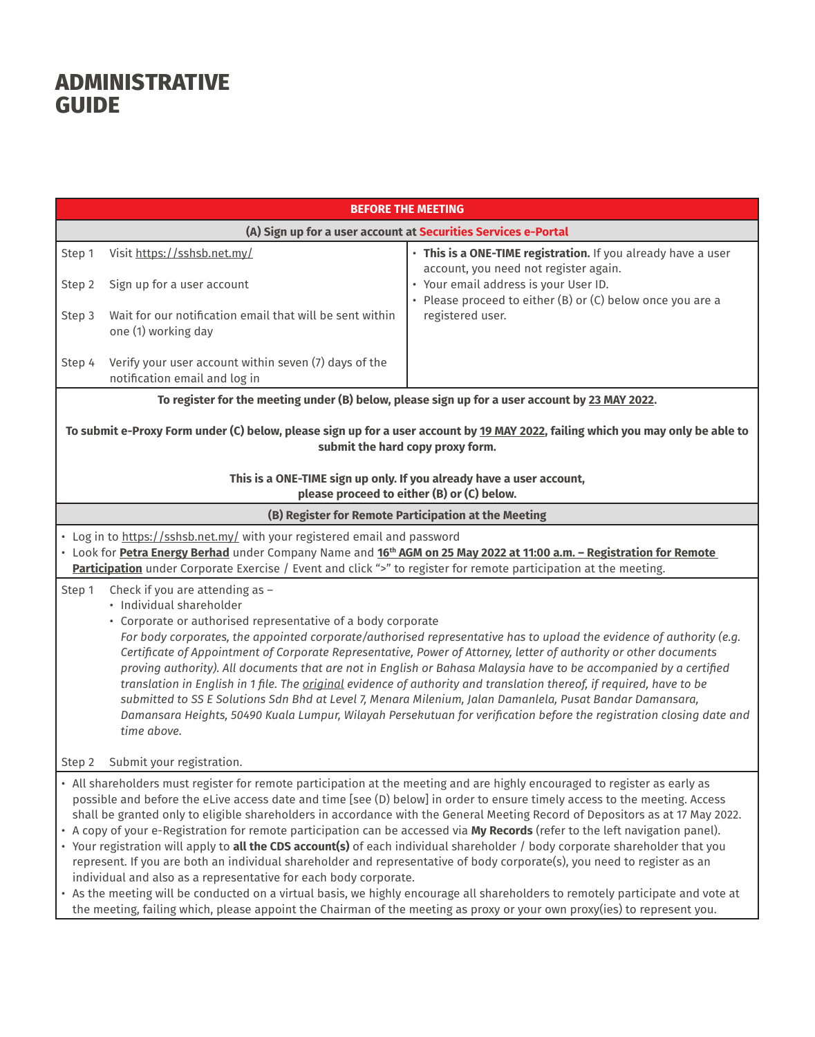# ADMINISTRATIVE GUIDE

**BEFORE THE MEETING**

**(A) Sign up for a user account at Securities Services e-Portal**

| | |
|---|---|
| Step 1 Visit https://sshsb.net.my/<br><br>Step 2 Sign up for a user account<br><br>Step 3 Wait for our notification email that will be sent within one (1) working day<br><br>Step 4 Verify your user account within seven (7) days of the notification email and log in | • **This is a ONE-TIME registration.** If you already have a user account, you need not register again.<br>• Your email address is your User ID.<br>• Please proceed to either (B) or (C) below once you are a registered user. |

**To register for the meeting under (B) below, please sign up for a user account by 23 MAY 2022.**

**To submit e-Proxy Form under (C) below, please sign up for a user account by 19 MAY 2022, failing which you may only be able to submit the hard copy proxy form.**

**This is a ONE-TIME sign up only. If you already have a user account, please proceed to either (B) or (C) below.**

**(B) Register for Remote Participation at the Meeting**

- Log in to https://sshsb.net.my/ with your registered email and password
- Look for **Petra Energy Berhad** under Company Name and **16th AGM on 25 May 2022 at 11:00 a.m. – Registration for Remote Participation** under Corporate Exercise / Event and click ">" to register for remote participation at the meeting.

Step 1 Check if you are attending as –
- Individual shareholder
- Corporate or authorised representative of a body corporate

*For body corporates, the appointed corporate/authorised representative has to upload the evidence of authority (e.g. Certificate of Appointment of Corporate Representative, Power of Attorney, letter of authority or other documents proving authority). All documents that are not in English or Bahasa Malaysia have to be accompanied by a certified translation in English in 1 file. The original evidence of authority and translation thereof, if required, have to be submitted to SS E Solutions Sdn Bhd at Level 7, Menara Milenium, Jalan Damanlela, Pusat Bandar Damansara, Damansara Heights, 50490 Kuala Lumpur, Wilayah Persekutuan for verification before the registration closing date and time above.*

Step 2 Submit your registration.

- All shareholders must register for remote participation at the meeting and are highly encouraged to register as early as possible and before the eLive access date and time [see (D) below] in order to ensure timely access to the meeting. Access shall be granted only to eligible shareholders in accordance with the General Meeting Record of Depositors as at 17 May 2022.
- A copy of your e-Registration for remote participation can be accessed via **My Records** (refer to the left navigation panel).
- Your registration will apply to **all the CDS account(s)** of each individual shareholder / body corporate shareholder that you represent. If you are both an individual shareholder and representative of body corporate(s), you need to register as an individual and also as a representative for each body corporate.
- As the meeting will be conducted on a virtual basis, we highly encourage all shareholders to remotely participate and vote at the meeting, failing which, please appoint the Chairman of the meeting as proxy or your own proxy(ies) to represent you.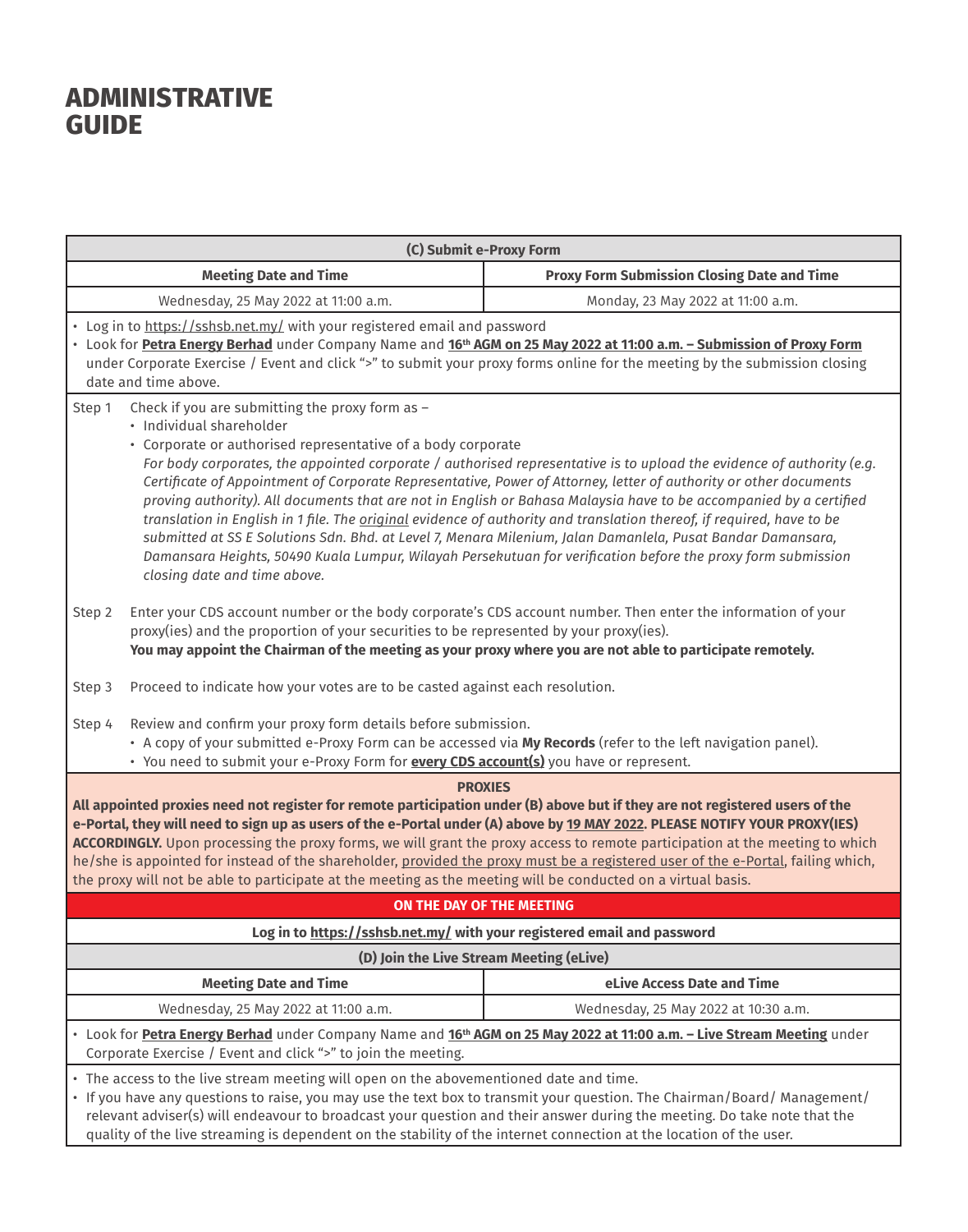# ADMINISTRATIVE GUIDE

| (C) Submit e-Proxy Form | |
|---|---|
| **Meeting Date and Time** | **Proxy Form Submission Closing Date and Time** |
| Wednesday, 25 May 2022 at 11:00 a.m. | Monday, 23 May 2022 at 11:00 a.m. |

- Log in to https://sshsb.net.my/ with your registered email and password
- Look for **Petra Energy Berhad** under Company Name and **16th AGM on 25 May 2022 at 11:00 a.m. – Submission of Proxy Form** under Corporate Exercise / Event and click ">" to submit your proxy forms online for the meeting by the submission closing date and time above.

Step 1 Check if you are submitting the proxy form as –
- Individual shareholder
- Corporate or authorised representative of a body corporate
  *For body corporates, the appointed corporate / authorised representative is to upload the evidence of authority (e.g. Certificate of Appointment of Corporate Representative, Power of Attorney, letter of authority or other documents proving authority). All documents that are not in English or Bahasa Malaysia have to be accompanied by a certified translation in English in 1 file. The original evidence of authority and translation thereof, if required, have to be submitted at SS E Solutions Sdn. Bhd. at Level 7, Menara Milenium, Jalan Damanlela, Pusat Bandar Damansara, Damansara Heights, 50490 Kuala Lumpur, Wilayah Persekutuan for verification before the proxy form submission closing date and time above.*

Step 2 Enter your CDS account number or the body corporate's CDS account number. Then enter the information of your proxy(ies) and the proportion of your securities to be represented by your proxy(ies).
**You may appoint the Chairman of the meeting as your proxy where you are not able to participate remotely.**

Step 3 Proceed to indicate how your votes are to be casted against each resolution.

Step 4 Review and confirm your proxy form details before submission.
- A copy of your submitted e-Proxy Form can be accessed via **My Records** (refer to the left navigation panel).
- You need to submit your e-Proxy Form for **every CDS account(s)** you have or represent.

**PROXIES**

**All appointed proxies need not register for remote participation under (B) above but if they are not registered users of the e-Portal, they will need to sign up as users of the e-Portal under (A) above by 19 MAY 2022. PLEASE NOTIFY YOUR PROXY(IES) ACCORDINGLY.** Upon processing the proxy forms, we will grant the proxy access to remote participation at the meeting to which he/she is appointed for instead of the shareholder, provided the proxy must be a registered user of the e-Portal, failing which, the proxy will not be able to participate at the meeting as the meeting will be conducted on a virtual basis.

**ON THE DAY OF THE MEETING**

**Log in to https://sshsb.net.my/ with your registered email and password**

| (D) Join the Live Stream Meeting (eLive) | |
|---|---|
| **Meeting Date and Time** | **eLive Access Date and Time** |
| Wednesday, 25 May 2022 at 11:00 a.m. | Wednesday, 25 May 2022 at 10:30 a.m. |

- Look for **Petra Energy Berhad** under Company Name and **16th AGM on 25 May 2022 at 11:00 a.m. – Live Stream Meeting** under Corporate Exercise / Event and click ">" to join the meeting.

- The access to the live stream meeting will open on the abovementioned date and time.
- If you have any questions to raise, you may use the text box to transmit your question. The Chairman/Board/ Management/ relevant adviser(s) will endeavour to broadcast your question and their answer during the meeting. Do take note that the quality of the live streaming is dependent on the stability of the internet connection at the location of the user.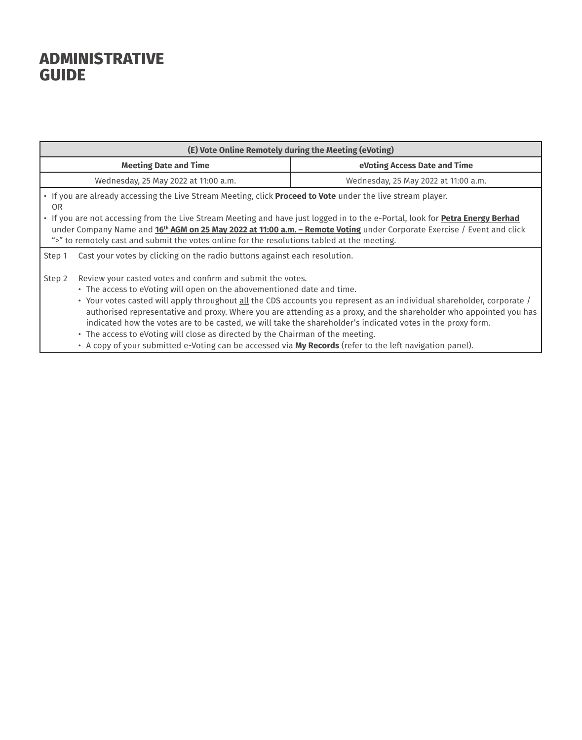# ADMINISTRATIVE GUIDE

| (E) Vote Online Remotely during the Meeting (eVoting) | |
|---|---|
| **Meeting Date and Time** | **eVoting Access Date and Time** |
| Wednesday, 25 May 2022 at 11:00 a.m. | Wednesday, 25 May 2022 at 11:00 a.m. |

- If you are already accessing the Live Stream Meeting, click **Proceed to Vote** under the live stream player.

  OR
- If you are not accessing from the Live Stream Meeting and have just logged in to the e-Portal, look for **Petra Energy Berhad** under Company Name and **16th AGM on 25 May 2022 at 11:00 a.m. – Remote Voting** under Corporate Exercise / Event and click ">" to remotely cast and submit the votes online for the resolutions tabled at the meeting.

Step 1 Cast your votes by clicking on the radio buttons against each resolution.

Step 2 Review your casted votes and confirm and submit the votes.

- The access to eVoting will open on the abovementioned date and time.
- Your votes casted will apply throughout all the CDS accounts you represent as an individual shareholder, corporate / authorised representative and proxy. Where you are attending as a proxy, and the shareholder who appointed you has indicated how the votes are to be casted, we will take the shareholder's indicated votes in the proxy form.
- The access to eVoting will close as directed by the Chairman of the meeting.
- A copy of your submitted e-Voting can be accessed via **My Records** (refer to the left navigation panel).